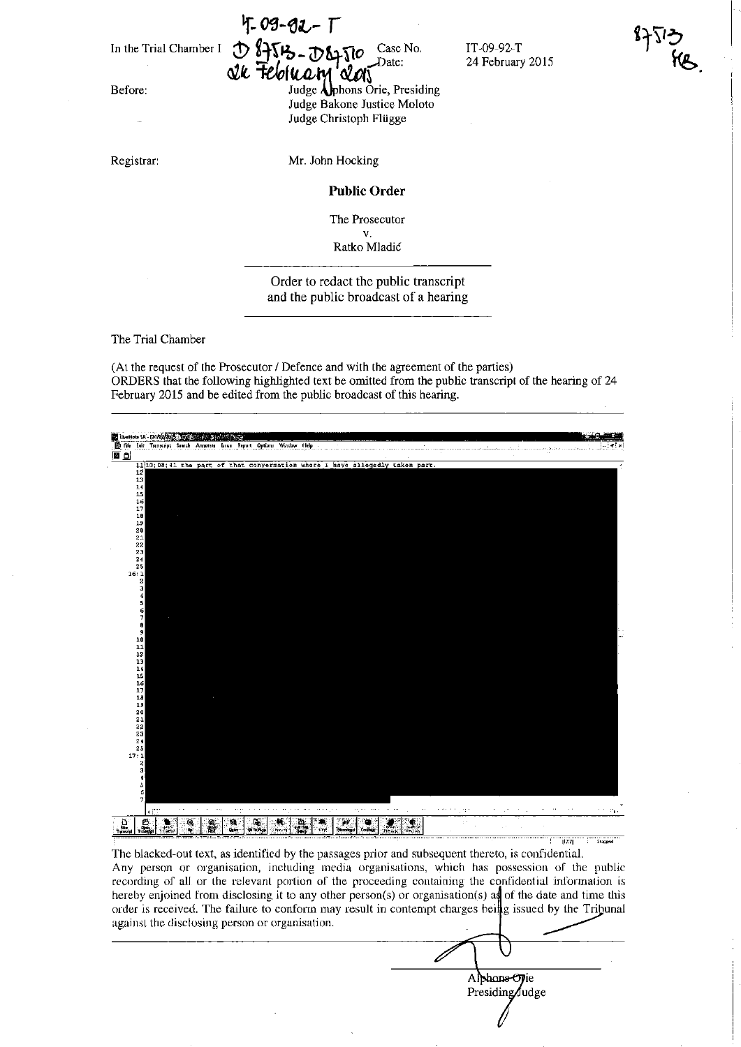IT-09-92-T
D87513 - D87510
24 February 2015

87513
HB.

In the Trial Chamber I

Case No. IT-09-92-T

Date: 24 February 2015

Before: Judge Alphons Orie, Presiding
Judge Bakone Justice Moloto
Judge Christoph Flügge

Registrar: Mr. John Hocking

**Public Order**

The Prosecutor
v.
Ratko Mladić

Order to redact the public transcript and the public broadcast of a hearing

The Trial Chamber

(At the request of the Prosecutor / Defence and with the agreement of the parties)
ORDERS that the following highlighted text be omitted from the public transcript of the hearing of 24 February 2015 and be edited from the public broadcast of this hearing.

```
11 10:08:41 the part of that conversation where I have allegedly taken part.
12
13
14
15
16
17
18
19
20
21
22
23
24
25
16: 1
2
3
4
5
6
7
8
9
10
11
12
13
14
15
16
17
18
19
20
21
22
23
24
25
17: 1
2
3
4
5
6
7
```

The blacked-out text, as identified by the passages prior and subsequent thereto, is confidential. Any person or organisation, including media organisations, which has possession of the public recording of all or the relevant portion of the proceeding containing the confidential information is hereby enjoined from disclosing it to any other person(s) or organisation(s) as of the date and time this order is received. The failure to conform may result in contempt charges being issued by the Tribunal against the disclosing person or organisation.

Alphons Orie
Presiding Judge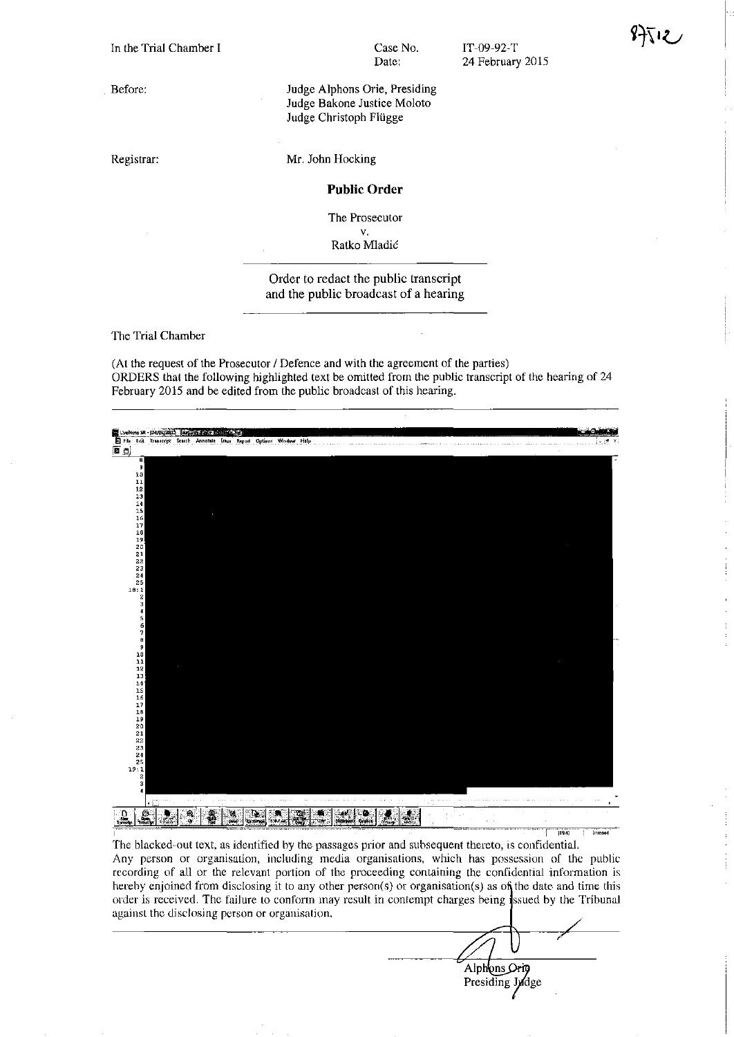In the Trial Chamber I

Case No. IT-09-92-T
Date: 24 February 2015

Before:

Judge Alphons Orie, Presiding
Judge Bakone Justice Moloto
Judge Christoph Flügge

Registrar:

Mr. John Hocking

**Public Order**

The Prosecutor
v.
Ratko Mladić

Order to redact the public transcript
and the public broadcast of a hearing

The Trial Chamber

(At the request of the Prosecutor / Defence and with the agreement of the parties)
ORDERS that the following highlighted text be omitted from the public transcript of the hearing of 24 February 2015 and be edited from the public broadcast of this hearing.

The blacked-out text, as identified by the passages prior and subsequent thereto, is confidential.
Any person or organisation, including media organisations, which has possession of the public recording of all or the relevant portion of the proceeding containing the confidential information is hereby enjoined from disclosing it to any other person(s) or organisation(s) as of the date and time this order is received. The failure to conform may result in contempt charges being issued by the Tribunal against the disclosing person or organisation.

Alphons Orie
Presiding Judge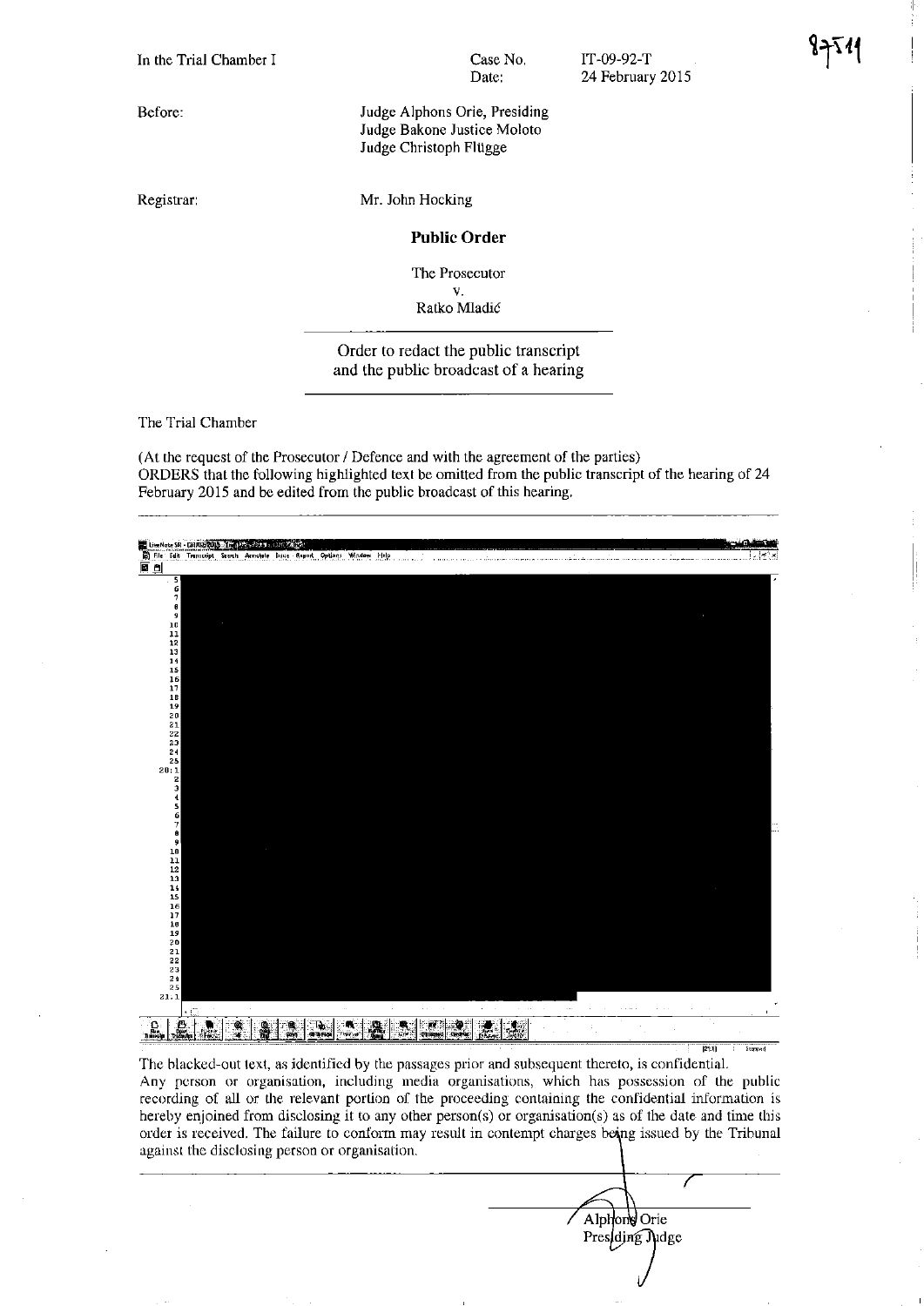8751

In the Trial Chamber I

Case No. IT-09-92-T
Date: 24 February 2015

Before: Judge Alphons Orie, Presiding
Judge Bakone Justice Moloto
Judge Christoph Flügge

Registrar: Mr. John Hocking

**Public Order**

The Prosecutor
v.
Ratko Mladić

Order to redact the public transcript
and the public broadcast of a hearing

The Trial Chamber

(At the request of the Prosecutor / Defence and with the agreement of the parties)
ORDERS that the following highlighted text be omitted from the public transcript of the hearing of 24 February 2015 and be edited from the public broadcast of this hearing.

5
6
7
8
9
10
11
12
13
14
15
16
17
18
19
20
21
22
23
24
25
20:1
2
3
4
5
6
7
8
9
10
11
12
13
14
15
16
17
18
19
20
21
22
23
24
25
21:1

The blacked-out text, as identified by the passages prior and subsequent thereto, is confidential.
Any person or organisation, including media organisations, which has possession of the public recording of all or the relevant portion of the proceeding containing the confidential information is hereby enjoined from disclosing it to any other person(s) or organisation(s) as of the date and time this order is received. The failure to conform may result in contempt charges being issued by the Tribunal against the disclosing person or organisation.

Alphons Orie
Presiding Judge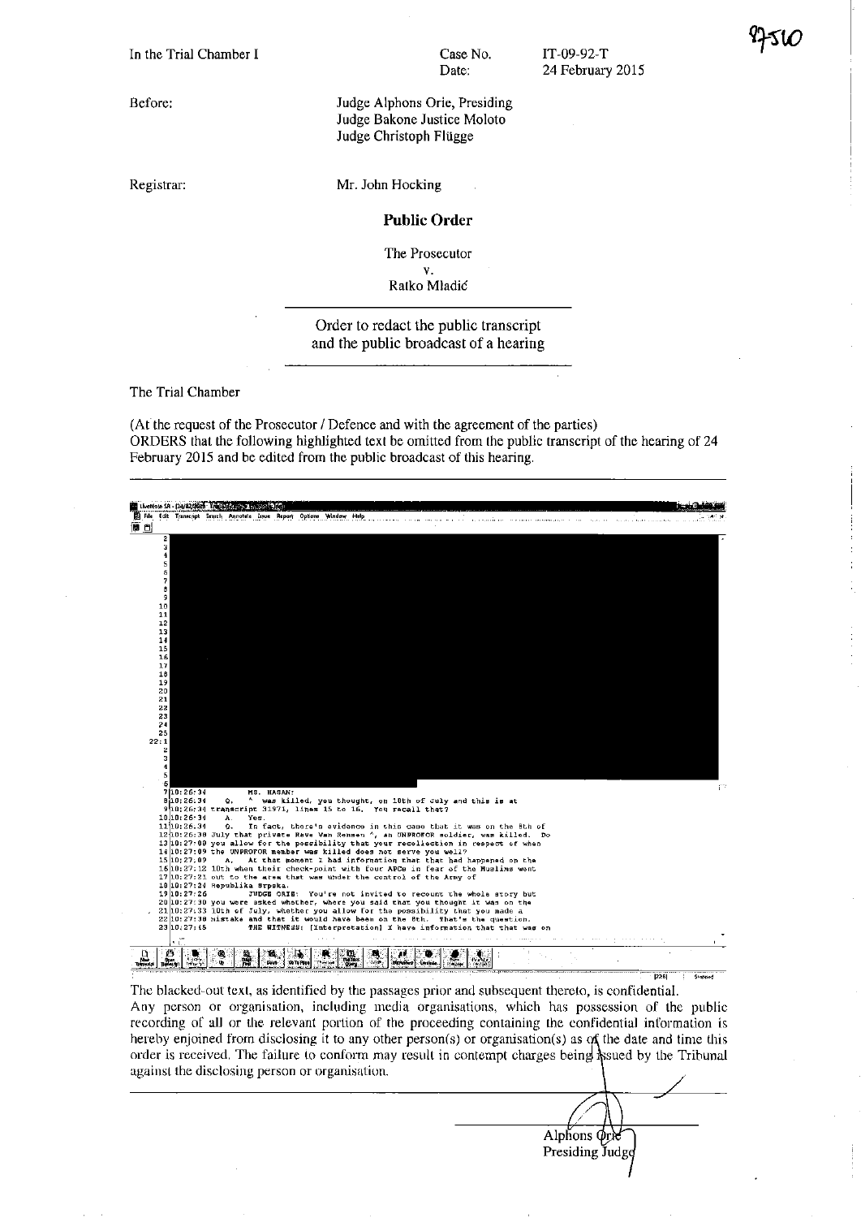In the Trial Chamber I

Case No. IT-09-92-T
Date: 24 February 2015

Before: Judge Alphons Orie, Presiding
Judge Bakone Justice Moloto
Judge Christoph Flügge

Registrar: Mr. John Hocking

## Public Order

The Prosecutor
v.
Ratko Mladić

Order to redact the public transcript and the public broadcast of a hearing

The Trial Chamber

(At the request of the Prosecutor / Defence and with the agreement of the parties)
ORDERS that the following highlighted text be omitted from the public transcript of the hearing of 24 February 2015 and be edited from the public broadcast of this hearing.

```
 2
 3
 4
 5
 6
 7
 8
 9
10
11
12
13
14
15
16
17
18
19
20
21
22
23
24
25
22: 1
 2
 3
 4
 5
 6
 7 10:26:34        MS. HASAN:
 8 10:26:34   Q.   ^ was killed, you thought, on 10th of July and this is at
 9 10:26:34 transcript 31971, lines 15 to 16.  You recall that?
10 10:26:34   A.   Yes.
11 10:26:34   Q.   In fact, there's evidence in this case that it was on the 8th of
12 10:26:38 July that private Rave Van Rennen ^, an UNPROFOR soldier, was killed.  Do
13 10:27:09 you allow for the possibility that your recollection in respect of when
14 10:27:09 the UNPROFOR member was killed does not serve you well?
15 10:27:09   A.   At that moment I had information that that had happened on the
16 10:27:12 10th when their check-point with four APCs in fear of the Muslims went
17 10:27:21 out to the area that was under the control of the Army of
18 10:27:24 Republika Srpska.
19 10:27:26        JUDGE ORIE:  You're not invited to recount the whole story but
20 10:27:30 you were asked whether, where you said that you thought it was on the
21 10:27:33 10th of July, whether you allow for the possibility that you made a
22 10:27:38 mistake and that it would have been on the 8th.  That's the question.
23 10:27:45        THE WITNESS: [Interpretation] I have information that that was on
```

The blacked-out text, as identified by the passages prior and subsequent thereto, is confidential. Any person or organisation, including media organisations, which has possession of the public recording of all or the relevant portion of the proceeding containing the confidential information is hereby enjoined from disclosing it to any other person(s) or organisation(s) as of the date and time this order is received. The failure to conform may result in contempt charges being issued by the Tribunal against the disclosing person or organisation.

Alphons Orie
Presiding Judge